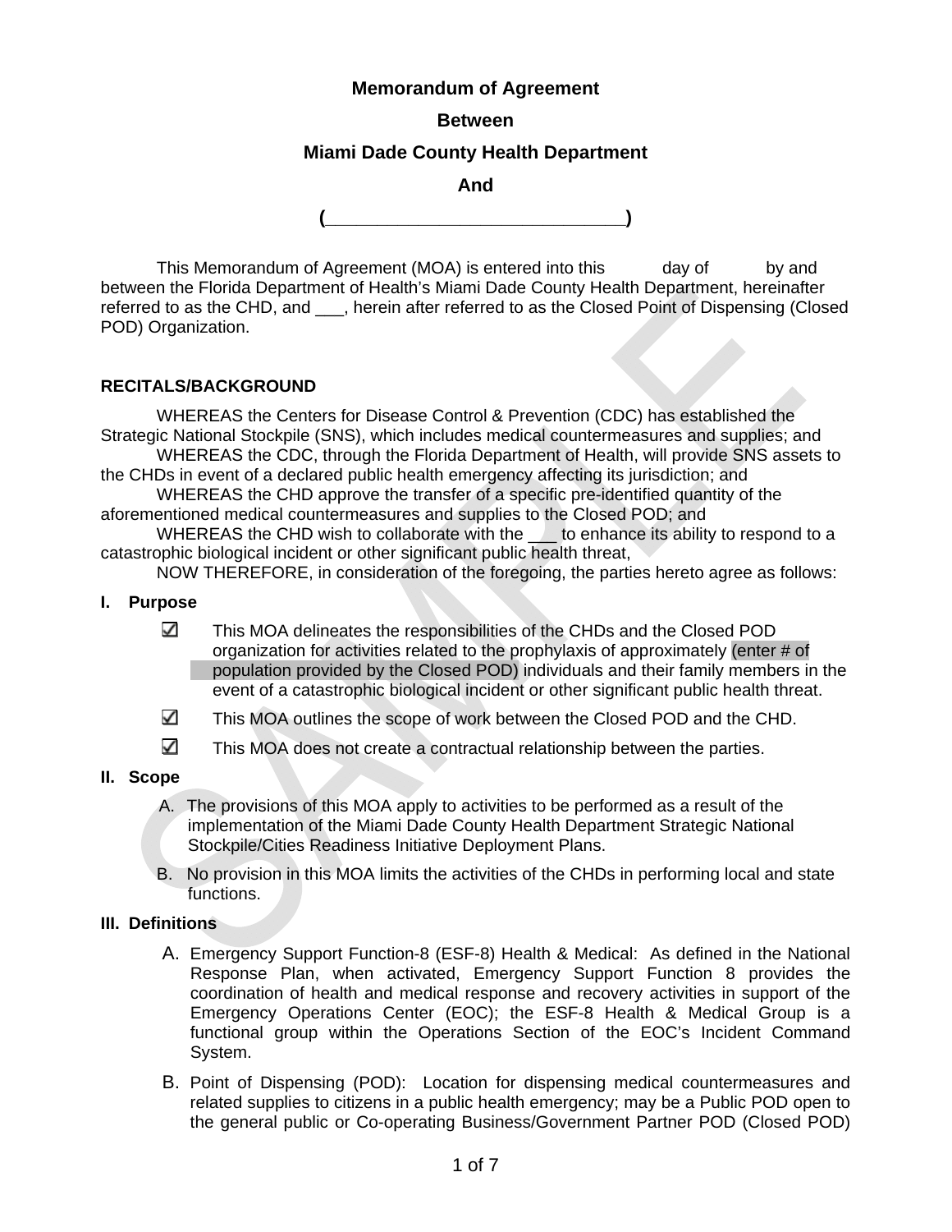# Memorandum of Agreement

## Between

## Miami Dade County Health Department

## And

## (_____________________________)

This Memorandum of Agreement (MOA) is entered into this day of by and between the Florida Department of Health's Miami Dade County Health Department, hereinafter referred to as the CHD, and ___, herein after referred to as the Closed Point of Dispensing (Closed POD) Organization.

**RECITALS/BACKGROUND**

WHEREAS the Centers for Disease Control & Prevention (CDC) has established the Strategic National Stockpile (SNS), which includes medical countermeasures and supplies; and

WHEREAS the CDC, through the Florida Department of Health, will provide SNS assets to the CHDs in event of a declared public health emergency affecting its jurisdiction; and

WHEREAS the CHD approve the transfer of a specific pre-identified quantity of the aforementioned medical countermeasures and supplies to the Closed POD; and

WHEREAS the CHD wish to collaborate with the ___ to enhance its ability to respond to a catastrophic biological incident or other significant public health threat,

NOW THEREFORE, in consideration of the foregoing, the parties hereto agree as follows:

**I. Purpose**

- ☑ This MOA delineates the responsibilities of the CHDs and the Closed POD organization for activities related to the prophylaxis of approximately (enter # of population provided by the Closed POD) individuals and their family members in the event of a catastrophic biological incident or other significant public health threat.
- ☑ This MOA outlines the scope of work between the Closed POD and the CHD.
- ☑ This MOA does not create a contractual relationship between the parties.

**II. Scope**

A. The provisions of this MOA apply to activities to be performed as a result of the implementation of the Miami Dade County Health Department Strategic National Stockpile/Cities Readiness Initiative Deployment Plans.

B. No provision in this MOA limits the activities of the CHDs in performing local and state functions.

**III. Definitions**

A. Emergency Support Function-8 (ESF-8) Health & Medical: As defined in the National Response Plan, when activated, Emergency Support Function 8 provides the coordination of health and medical response and recovery activities in support of the Emergency Operations Center (EOC); the ESF-8 Health & Medical Group is a functional group within the Operations Section of the EOC's Incident Command System.

B. Point of Dispensing (POD): Location for dispensing medical countermeasures and related supplies to citizens in a public health emergency; may be a Public POD open to the general public or Co-operating Business/Government Partner POD (Closed POD)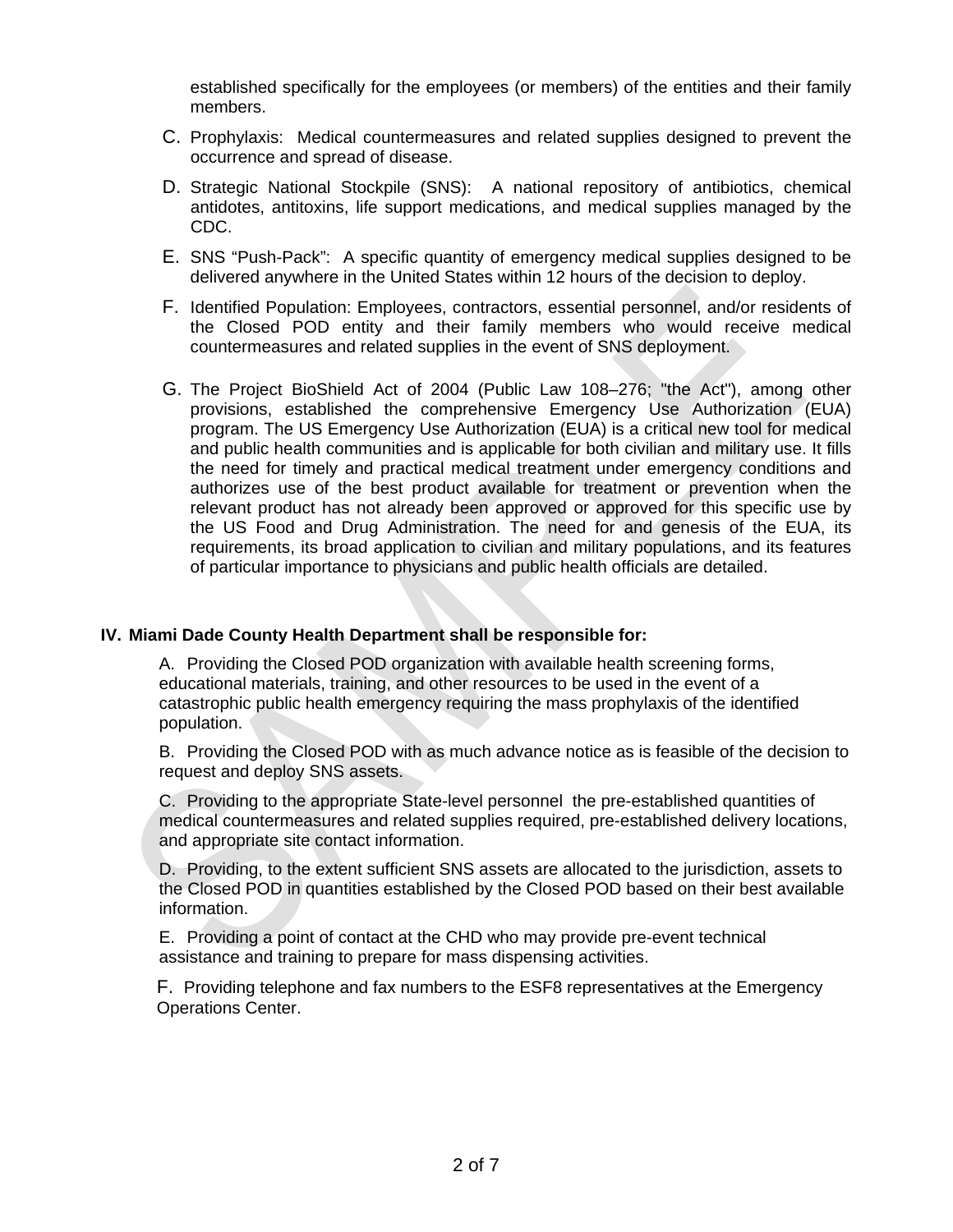established specifically for the employees (or members) of the entities and their family members.

C. Prophylaxis: Medical countermeasures and related supplies designed to prevent the occurrence and spread of disease.

D. Strategic National Stockpile (SNS): A national repository of antibiotics, chemical antidotes, antitoxins, life support medications, and medical supplies managed by the CDC.

E. SNS "Push-Pack": A specific quantity of emergency medical supplies designed to be delivered anywhere in the United States within 12 hours of the decision to deploy.

F. Identified Population: Employees, contractors, essential personnel, and/or residents of the Closed POD entity and their family members who would receive medical countermeasures and related supplies in the event of SNS deployment.

G. The Project BioShield Act of 2004 (Public Law 108–276; "the Act"), among other provisions, established the comprehensive Emergency Use Authorization (EUA) program. The US Emergency Use Authorization (EUA) is a critical new tool for medical and public health communities and is applicable for both civilian and military use. It fills the need for timely and practical medical treatment under emergency conditions and authorizes use of the best product available for treatment or prevention when the relevant product has not already been approved or approved for this specific use by the US Food and Drug Administration. The need for and genesis of the EUA, its requirements, its broad application to civilian and military populations, and its features of particular importance to physicians and public health officials are detailed.

## IV. Miami Dade County Health Department shall be responsible for:

A. Providing the Closed POD organization with available health screening forms, educational materials, training, and other resources to be used in the event of a catastrophic public health emergency requiring the mass prophylaxis of the identified population.

B. Providing the Closed POD with as much advance notice as is feasible of the decision to request and deploy SNS assets.

C. Providing to the appropriate State-level personnel the pre-established quantities of medical countermeasures and related supplies required, pre-established delivery locations, and appropriate site contact information.

D. Providing, to the extent sufficient SNS assets are allocated to the jurisdiction, assets to the Closed POD in quantities established by the Closed POD based on their best available information.

E. Providing a point of contact at the CHD who may provide pre-event technical assistance and training to prepare for mass dispensing activities.

F. Providing telephone and fax numbers to the ESF8 representatives at the Emergency Operations Center.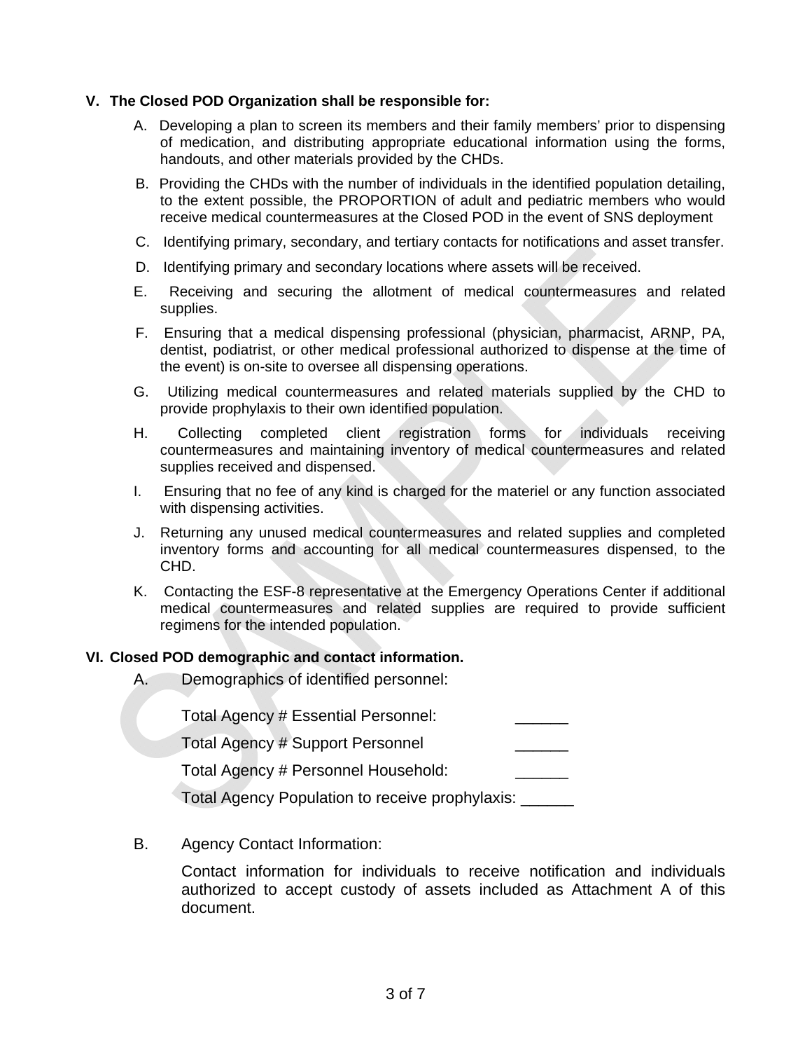## V. The Closed POD Organization shall be responsible for:

A. Developing a plan to screen its members and their family members' prior to dispensing of medication, and distributing appropriate educational information using the forms, handouts, and other materials provided by the CHDs.

B. Providing the CHDs with the number of individuals in the identified population detailing, to the extent possible, the PROPORTION of adult and pediatric members who would receive medical countermeasures at the Closed POD in the event of SNS deployment

C. Identifying primary, secondary, and tertiary contacts for notifications and asset transfer.

D. Identifying primary and secondary locations where assets will be received.

E. Receiving and securing the allotment of medical countermeasures and related supplies.

F. Ensuring that a medical dispensing professional (physician, pharmacist, ARNP, PA, dentist, podiatrist, or other medical professional authorized to dispense at the time of the event) is on-site to oversee all dispensing operations.

G. Utilizing medical countermeasures and related materials supplied by the CHD to provide prophylaxis to their own identified population.

H. Collecting completed client registration forms for individuals receiving countermeasures and maintaining inventory of medical countermeasures and related supplies received and dispensed.

I. Ensuring that no fee of any kind is charged for the materiel or any function associated with dispensing activities.

J. Returning any unused medical countermeasures and related supplies and completed inventory forms and accounting for all medical countermeasures dispensed, to the CHD.

K. Contacting the ESF-8 representative at the Emergency Operations Center if additional medical countermeasures and related supplies are required to provide sufficient regimens for the intended population.

## VI. Closed POD demographic and contact information.

A. Demographics of identified personnel:

Total Agency # Essential Personnel: ______

Total Agency # Support Personnel ______

Total Agency # Personnel Household: ______

Total Agency Population to receive prophylaxis: ______

B. Agency Contact Information:

Contact information for individuals to receive notification and individuals authorized to accept custody of assets included as Attachment A of this document.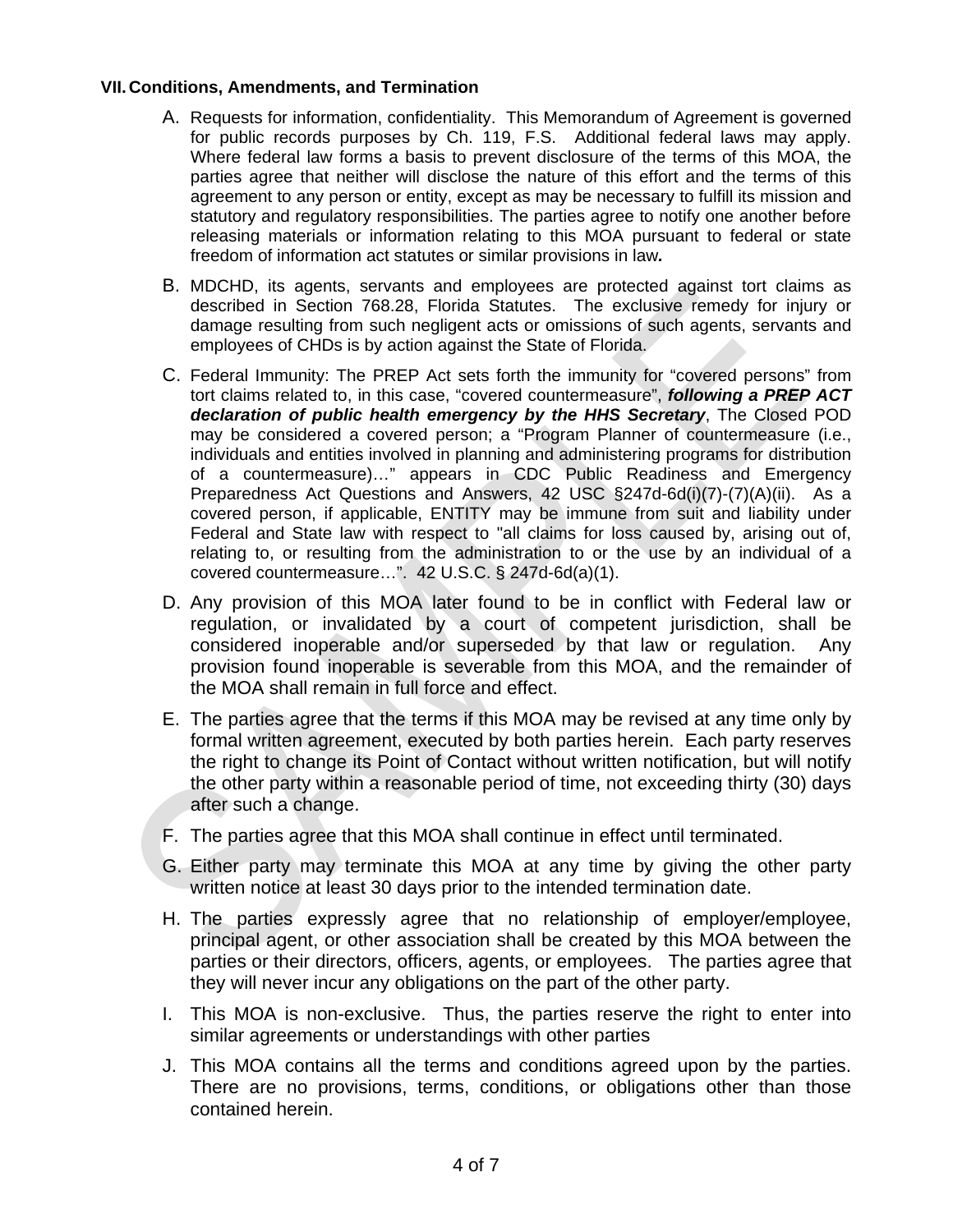## VII. Conditions, Amendments, and Termination

A. Requests for information, confidentiality. This Memorandum of Agreement is governed for public records purposes by Ch. 119, F.S. Additional federal laws may apply. Where federal law forms a basis to prevent disclosure of the terms of this MOA, the parties agree that neither will disclose the nature of this effort and the terms of this agreement to any person or entity, except as may be necessary to fulfill its mission and statutory and regulatory responsibilities. The parties agree to notify one another before releasing materials or information relating to this MOA pursuant to federal or state freedom of information act statutes or similar provisions in law**.**

B. MDCHD, its agents, servants and employees are protected against tort claims as described in Section 768.28, Florida Statutes. The exclusive remedy for injury or damage resulting from such negligent acts or omissions of such agents, servants and employees of CHDs is by action against the State of Florida.

C. Federal Immunity: The PREP Act sets forth the immunity for "covered persons" from tort claims related to, in this case, "covered countermeasure", ***following a PREP ACT declaration of public health emergency by the HHS Secretary***, The Closed POD may be considered a covered person; a "Program Planner of countermeasure (i.e., individuals and entities involved in planning and administering programs for distribution of a countermeasure)…" appears in CDC Public Readiness and Emergency Preparedness Act Questions and Answers, 42 USC §247d-6d(i)(7)-(7)(A)(ii). As a covered person, if applicable, ENTITY may be immune from suit and liability under Federal and State law with respect to "all claims for loss caused by, arising out of, relating to, or resulting from the administration to or the use by an individual of a covered countermeasure…". 42 U.S.C. § 247d-6d(a)(1).

D. Any provision of this MOA later found to be in conflict with Federal law or regulation, or invalidated by a court of competent jurisdiction, shall be considered inoperable and/or superseded by that law or regulation. Any provision found inoperable is severable from this MOA, and the remainder of the MOA shall remain in full force and effect.

E. The parties agree that the terms if this MOA may be revised at any time only by formal written agreement, executed by both parties herein. Each party reserves the right to change its Point of Contact without written notification, but will notify the other party within a reasonable period of time, not exceeding thirty (30) days after such a change.

F. The parties agree that this MOA shall continue in effect until terminated.

G. Either party may terminate this MOA at any time by giving the other party written notice at least 30 days prior to the intended termination date.

H. The parties expressly agree that no relationship of employer/employee, principal agent, or other association shall be created by this MOA between the parties or their directors, officers, agents, or employees. The parties agree that they will never incur any obligations on the part of the other party.

I. This MOA is non-exclusive. Thus, the parties reserve the right to enter into similar agreements or understandings with other parties

J. This MOA contains all the terms and conditions agreed upon by the parties. There are no provisions, terms, conditions, or obligations other than those contained herein.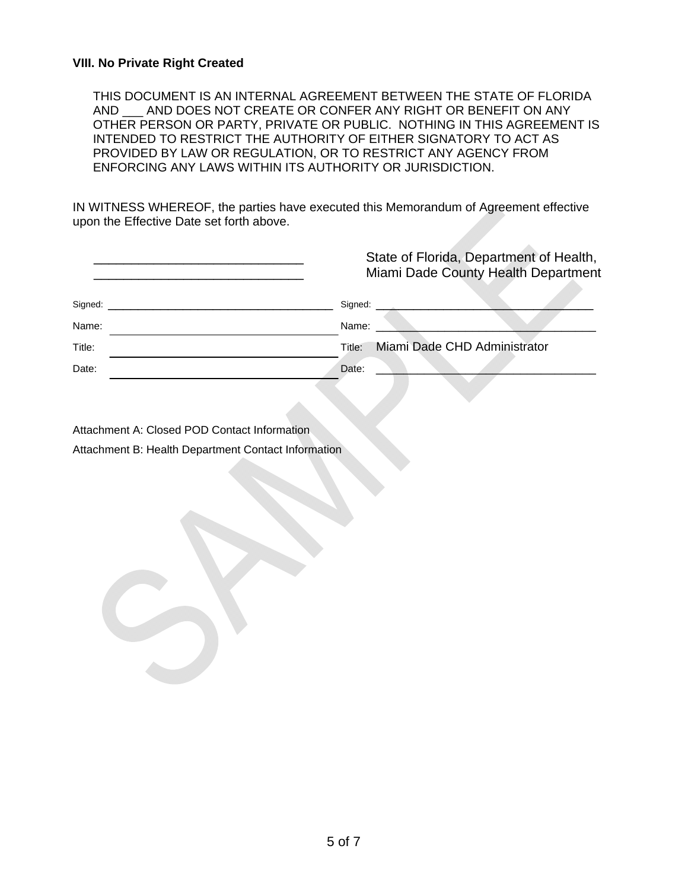### VIII. No Private Right Created

THIS DOCUMENT IS AN INTERNAL AGREEMENT BETWEEN THE STATE OF FLORIDA AND ___ AND DOES NOT CREATE OR CONFER ANY RIGHT OR BENEFIT ON ANY OTHER PERSON OR PARTY, PRIVATE OR PUBLIC. NOTHING IN THIS AGREEMENT IS INTENDED TO RESTRICT THE AUTHORITY OF EITHER SIGNATORY TO ACT AS PROVIDED BY LAW OR REGULATION, OR TO RESTRICT ANY AGENCY FROM ENFORCING ANY LAWS WITHIN ITS AUTHORITY OR JURISDICTION.

IN WITNESS WHEREOF, the parties have executed this Memorandum of Agreement effective upon the Effective Date set forth above.

| ______________________________ ______________________________ | State of Florida, Department of Health, Miami Dade County Health Department |
|---|---|
| Signed: ______________________________ | Signed: ______________________________ |
| Name: ______________________________ | Name: ______________________________ |
| Title: ______________________________ | Title: Miami Dade CHD Administrator |
| Date: ______________________________ | Date: ______________________________ |

Attachment A: Closed POD Contact Information

Attachment B: Health Department Contact Information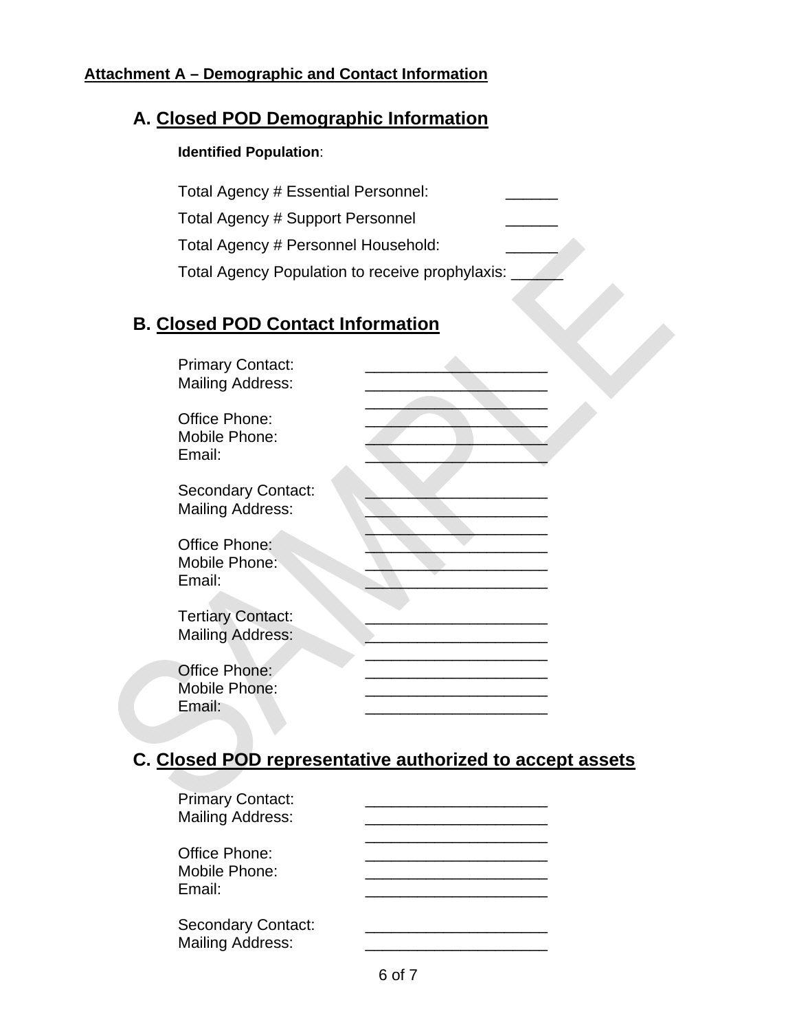**Attachment A – Demographic and Contact Information**

## A. Closed POD Demographic Information

**Identified Population**:

Total Agency # Essential Personnel: ______

Total Agency # Support Personnel ______

Total Agency # Personnel Household: ______

Total Agency Population to receive prophylaxis: ______

## B. Closed POD Contact Information

Primary Contact: ____________________
Mailing Address: ____________________
____________________
Office Phone: ____________________
Mobile Phone: ____________________
Email: ____________________

Secondary Contact: ____________________
Mailing Address: ____________________
____________________
Office Phone: ____________________
Mobile Phone: ____________________
Email: ____________________

Tertiary Contact: ____________________
Mailing Address: ____________________
____________________
Office Phone: ____________________
Mobile Phone: ____________________
Email: ____________________

## C. Closed POD representative authorized to accept assets

Primary Contact: ____________________
Mailing Address: ____________________
____________________
Office Phone: ____________________
Mobile Phone: ____________________
Email: ____________________

Secondary Contact: ____________________
Mailing Address: ____________________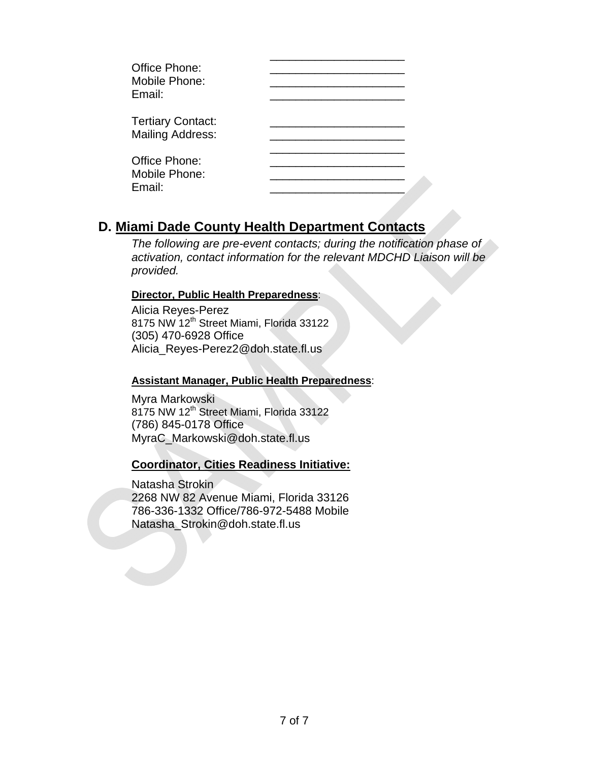Office Phone: ____________________
Mobile Phone: ____________________
Email: ____________________

Tertiary Contact: ____________________
Mailing Address: ____________________
____________________
Office Phone: ____________________
Mobile Phone: ____________________
Email: ____________________

## D. Miami Dade County Health Department Contacts

*The following are pre-event contacts; during the notification phase of activation, contact information for the relevant MDCHD Liaison will be provided.*

**Director, Public Health Preparedness**:

Alicia Reyes-Perez
8175 NW 12th Street Miami, Florida 33122
(305) 470-6928 Office
Alicia_Reyes-Perez2@doh.state.fl.us

**Assistant Manager, Public Health Preparedness**:

Myra Markowski
8175 NW 12th Street Miami, Florida 33122
(786) 845-0178 Office
MyraC_Markowski@doh.state.fl.us

**Coordinator, Cities Readiness Initiative:**

Natasha Strokin
2268 NW 82 Avenue Miami, Florida 33126
786-336-1332 Office/786-972-5488 Mobile
Natasha_Strokin@doh.state.fl.us

SAMPLE